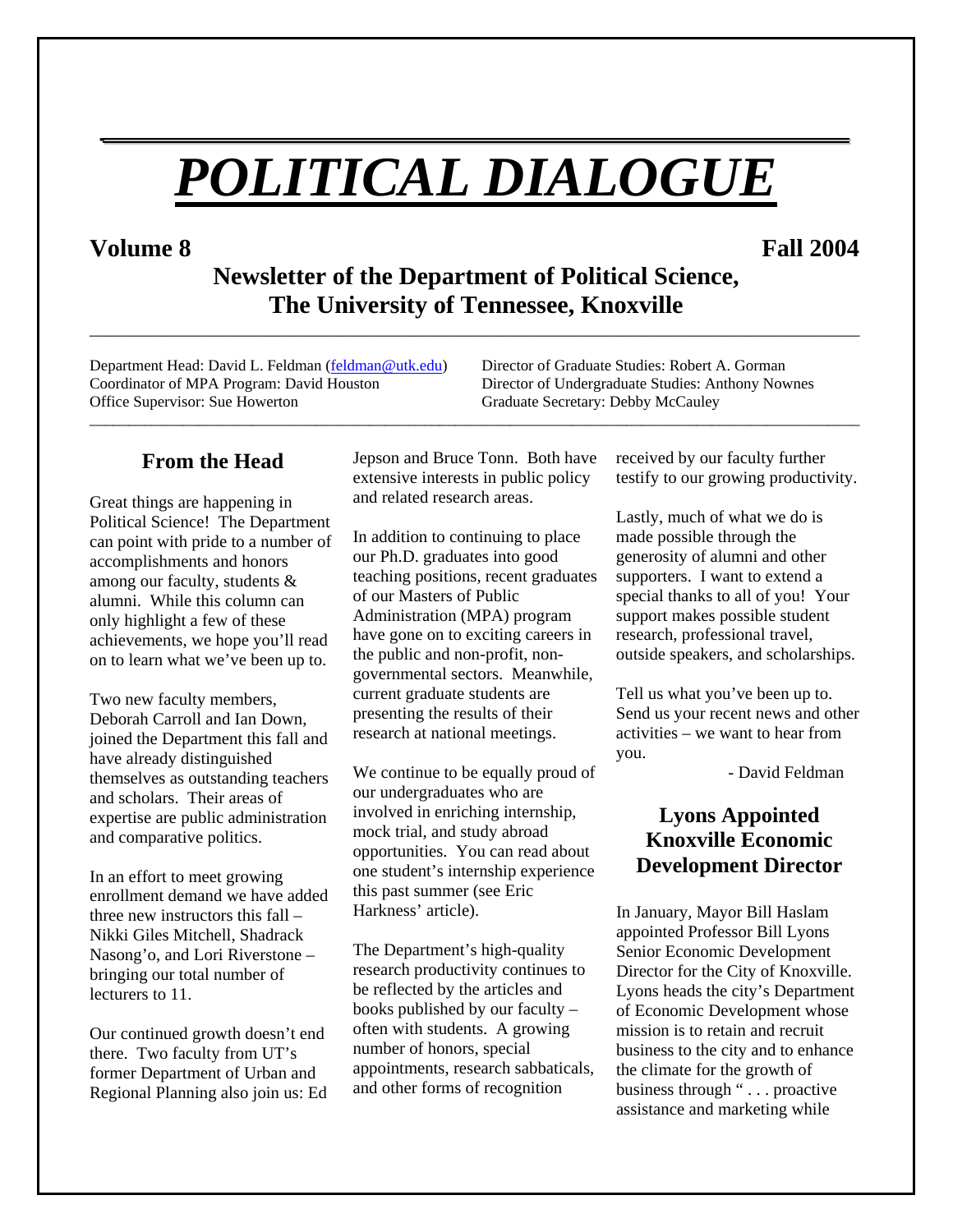# POLITICAL DIALOGUE

**Volume 8** **Fall 2004**

## Newsletter of the Department of Political Science, The University of Tennessee, Knoxville

Department Head: David L. Feldman (feldman@utk.edu)
Coordinator of MPA Program: David Houston
Office Supervisor: Sue Howerton
Director of Graduate Studies: Robert A. Gorman
Director of Undergraduate Studies: Anthony Nownes
Graduate Secretary: Debby McCauley

## From the Head

Great things are happening in Political Science! The Department can point with pride to a number of accomplishments and honors among our faculty, students & alumni. While this column can only highlight a few of these achievements, we hope you'll read on to learn what we've been up to.

Two new faculty members, Deborah Carroll and Ian Down, joined the Department this fall and have already distinguished themselves as outstanding teachers and scholars. Their areas of expertise are public administration and comparative politics.

In an effort to meet growing enrollment demand we have added three new instructors this fall – Nikki Giles Mitchell, Shadrack Nasong'o, and Lori Riverstone – bringing our total number of lecturers to 11.

Our continued growth doesn't end there. Two faculty from UT's former Department of Urban and Regional Planning also join us: Ed Jepson and Bruce Tonn. Both have extensive interests in public policy and related research areas.

In addition to continuing to place our Ph.D. graduates into good teaching positions, recent graduates of our Masters of Public Administration (MPA) program have gone on to exciting careers in the public and non-profit, non-governmental sectors. Meanwhile, current graduate students are presenting the results of their research at national meetings.

We continue to be equally proud of our undergraduates who are involved in enriching internship, mock trial, and study abroad opportunities. You can read about one student's internship experience this past summer (see Eric Harkness' article).

The Department's high-quality research productivity continues to be reflected by the articles and books published by our faculty – often with students. A growing number of honors, special appointments, research sabbaticals, and other forms of recognition received by our faculty further testify to our growing productivity.

Lastly, much of what we do is made possible through the generosity of alumni and other supporters. I want to extend a special thanks to all of you! Your support makes possible student research, professional travel, outside speakers, and scholarships.

Tell us what you've been up to. Send us your recent news and other activities – we want to hear from you.

- David Feldman

## Lyons Appointed Knoxville Economic Development Director

In January, Mayor Bill Haslam appointed Professor Bill Lyons Senior Economic Development Director for the City of Knoxville. Lyons heads the city's Department of Economic Development whose mission is to retain and recruit business to the city and to enhance the climate for the growth of business through " . . . proactive assistance and marketing while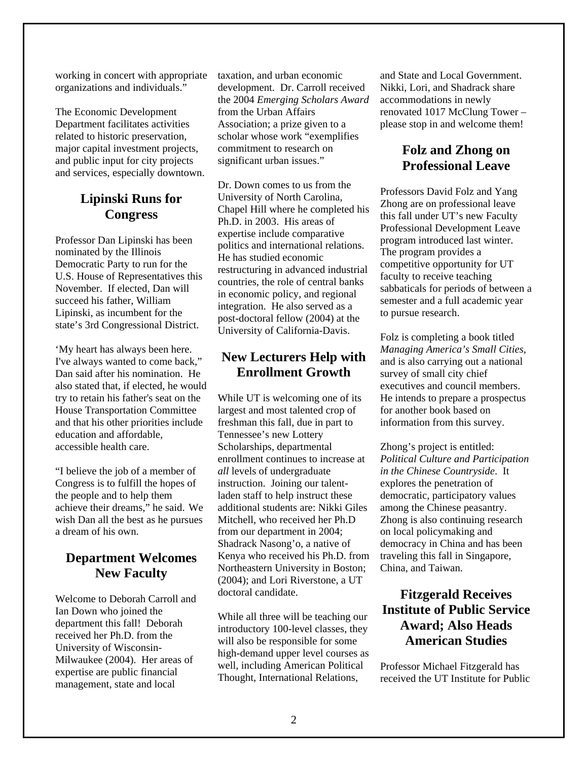working in concert with appropriate organizations and individuals."

The Economic Development Department facilitates activities related to historic preservation, major capital investment projects, and public input for city projects and services, especially downtown.

## Lipinski Runs for Congress

Professor Dan Lipinski has been nominated by the Illinois Democratic Party to run for the U.S. House of Representatives this November. If elected, Dan will succeed his father, William Lipinski, as incumbent for the state's 3rd Congressional District.

'My heart has always been here. I've always wanted to come back," Dan said after his nomination. He also stated that, if elected, he would try to retain his father's seat on the House Transportation Committee and that his other priorities include education and affordable, accessible health care.

"I believe the job of a member of Congress is to fulfill the hopes of the people and to help them achieve their dreams," he said. We wish Dan all the best as he pursues a dream of his own.

## Department Welcomes New Faculty

Welcome to Deborah Carroll and Ian Down who joined the department this fall! Deborah received her Ph.D. from the University of Wisconsin-Milwaukee (2004). Her areas of expertise are public financial management, state and local taxation, and urban economic development. Dr. Carroll received the 2004 *Emerging Scholars Award* from the Urban Affairs Association; a prize given to a scholar whose work "exemplifies commitment to research on significant urban issues."

Dr. Down comes to us from the University of North Carolina, Chapel Hill where he completed his Ph.D. in 2003. His areas of expertise include comparative politics and international relations. He has studied economic restructuring in advanced industrial countries, the role of central banks in economic policy, and regional integration. He also served as a post-doctoral fellow (2004) at the University of California-Davis.

## New Lecturers Help with Enrollment Growth

While UT is welcoming one of its largest and most talented crop of freshman this fall, due in part to Tennessee's new Lottery Scholarships, departmental enrollment continues to increase at *all* levels of undergraduate instruction. Joining our talent-laden staff to help instruct these additional students are: Nikki Giles Mitchell, who received her Ph.D from our department in 2004; Shadrack Nasong'o, a native of Kenya who received his Ph.D. from Northeastern University in Boston; (2004); and Lori Riverstone, a UT doctoral candidate.

While all three will be teaching our introductory 100-level classes, they will also be responsible for some high-demand upper level courses as well, including American Political Thought, International Relations, and State and Local Government. Nikki, Lori, and Shadrack share accommodations in newly renovated 1017 McClung Tower – please stop in and welcome them!

## Folz and Zhong on Professional Leave

Professors David Folz and Yang Zhong are on professional leave this fall under UT's new Faculty Professional Development Leave program introduced last winter. The program provides a competitive opportunity for UT faculty to receive teaching sabbaticals for periods of between a semester and a full academic year to pursue research.

Folz is completing a book titled *Managing America's Small Cities,* and is also carrying out a national survey of small city chief executives and council members. He intends to prepare a prospectus for another book based on information from this survey.

Zhong's project is entitled: *Political Culture and Participation in the Chinese Countryside*. It explores the penetration of democratic, participatory values among the Chinese peasantry. Zhong is also continuing research on local policymaking and democracy in China and has been traveling this fall in Singapore, China, and Taiwan.

## Fitzgerald Receives Institute of Public Service Award; Also Heads American Studies

Professor Michael Fitzgerald has received the UT Institute for Public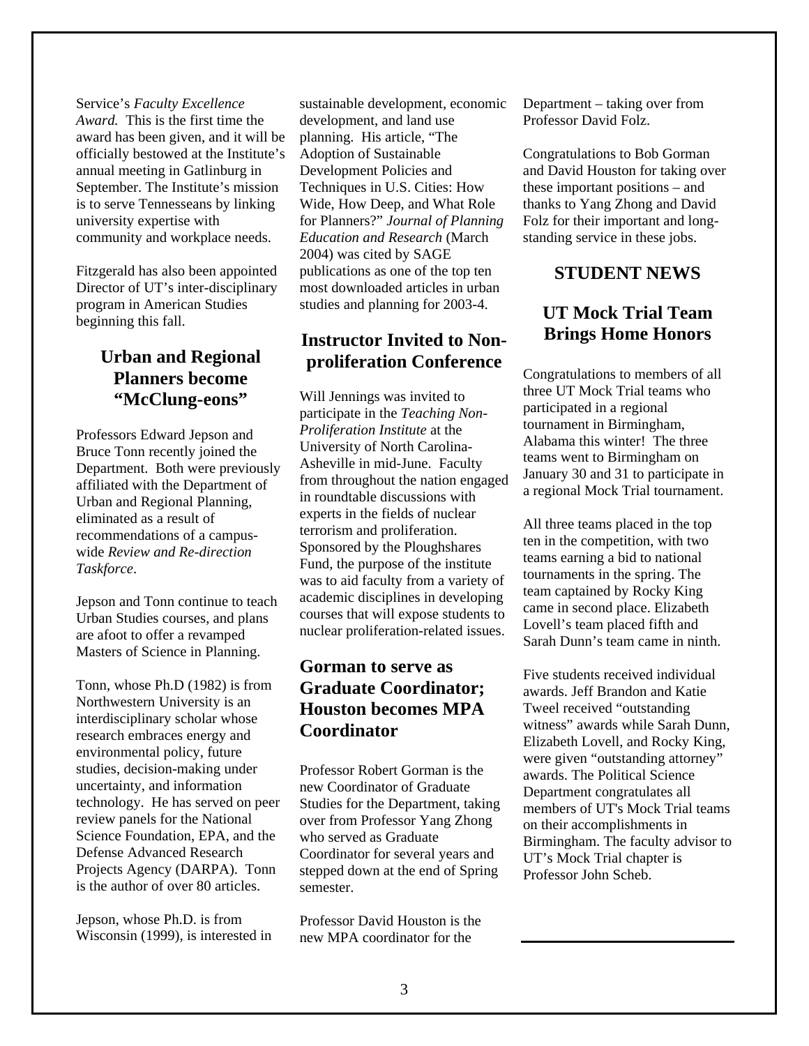Service's *Faculty Excellence Award.* This is the first time the award has been given, and it will be officially bestowed at the Institute's annual meeting in Gatlinburg in September. The Institute's mission is to serve Tennesseans by linking university expertise with community and workplace needs.

Fitzgerald has also been appointed Director of UT's inter-disciplinary program in American Studies beginning this fall.

## Urban and Regional Planners become "McClung-eons"

Professors Edward Jepson and Bruce Tonn recently joined the Department. Both were previously affiliated with the Department of Urban and Regional Planning, eliminated as a result of recommendations of a campus-wide *Review and Re-direction Taskforce*.

Jepson and Tonn continue to teach Urban Studies courses, and plans are afoot to offer a revamped Masters of Science in Planning.

Tonn, whose Ph.D (1982) is from Northwestern University is an interdisciplinary scholar whose research embraces energy and environmental policy, future studies, decision-making under uncertainty, and information technology. He has served on peer review panels for the National Science Foundation, EPA, and the Defense Advanced Research Projects Agency (DARPA). Tonn is the author of over 80 articles.

Jepson, whose Ph.D. is from Wisconsin (1999), is interested in sustainable development, economic development, and land use planning. His article, "The Adoption of Sustainable Development Policies and Techniques in U.S. Cities: How Wide, How Deep, and What Role for Planners?" *Journal of Planning Education and Research* (March 2004) was cited by SAGE publications as one of the top ten most downloaded articles in urban studies and planning for 2003-4.

## Instructor Invited to Non-proliferation Conference

Will Jennings was invited to participate in the *Teaching Non-Proliferation Institute* at the University of North Carolina-Asheville in mid-June. Faculty from throughout the nation engaged in roundtable discussions with experts in the fields of nuclear terrorism and proliferation. Sponsored by the Ploughshares Fund, the purpose of the institute was to aid faculty from a variety of academic disciplines in developing courses that will expose students to nuclear proliferation-related issues.

## Gorman to serve as Graduate Coordinator; Houston becomes MPA Coordinator

Professor Robert Gorman is the new Coordinator of Graduate Studies for the Department, taking over from Professor Yang Zhong who served as Graduate Coordinator for several years and stepped down at the end of Spring semester.

Professor David Houston is the new MPA coordinator for the Department – taking over from Professor David Folz.

Congratulations to Bob Gorman and David Houston for taking over these important positions – and thanks to Yang Zhong and David Folz for their important and long-standing service in these jobs.

# STUDENT NEWS

## UT Mock Trial Team Brings Home Honors

Congratulations to members of all three UT Mock Trial teams who participated in a regional tournament in Birmingham, Alabama this winter! The three teams went to Birmingham on January 30 and 31 to participate in a regional Mock Trial tournament.

All three teams placed in the top ten in the competition, with two teams earning a bid to national tournaments in the spring. The team captained by Rocky King came in second place. Elizabeth Lovell's team placed fifth and Sarah Dunn's team came in ninth.

Five students received individual awards. Jeff Brandon and Katie Tweel received "outstanding witness" awards while Sarah Dunn, Elizabeth Lovell, and Rocky King, were given "outstanding attorney" awards. The Political Science Department congratulates all members of UT's Mock Trial teams on their accomplishments in Birmingham. The faculty advisor to UT's Mock Trial chapter is Professor John Scheb.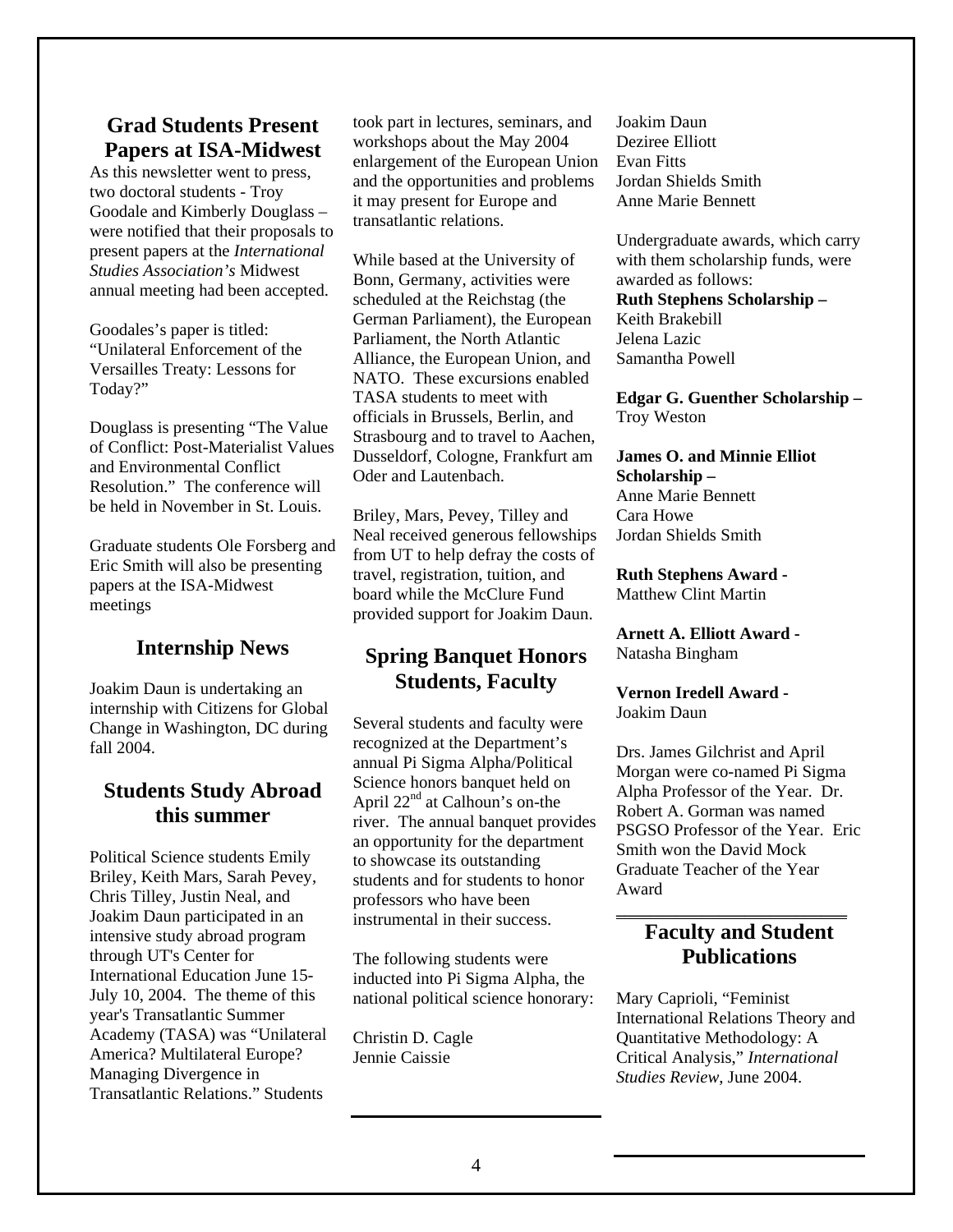## Grad Students Present Papers at ISA-Midwest

As this newsletter went to press, two doctoral students - Troy Goodale and Kimberly Douglass – were notified that their proposals to present papers at the *International Studies Association's* Midwest annual meeting had been accepted.

Goodales's paper is titled: "Unilateral Enforcement of the Versailles Treaty: Lessons for Today?"

Douglass is presenting "The Value of Conflict: Post-Materialist Values and Environmental Conflict Resolution." The conference will be held in November in St. Louis.

Graduate students Ole Forsberg and Eric Smith will also be presenting papers at the ISA-Midwest meetings

## Internship News

Joakim Daun is undertaking an internship with Citizens for Global Change in Washington, DC during fall 2004.

## Students Study Abroad this summer

Political Science students Emily Briley, Keith Mars, Sarah Pevey, Chris Tilley, Justin Neal, and Joakim Daun participated in an intensive study abroad program through UT's Center for International Education June 15-July 10, 2004. The theme of this year's Transatlantic Summer Academy (TASA) was "Unilateral America? Multilateral Europe? Managing Divergence in Transatlantic Relations." Students took part in lectures, seminars, and workshops about the May 2004 enlargement of the European Union and the opportunities and problems it may present for Europe and transatlantic relations.

While based at the University of Bonn, Germany, activities were scheduled at the Reichstag (the German Parliament), the European Parliament, the North Atlantic Alliance, the European Union, and NATO. These excursions enabled TASA students to meet with officials in Brussels, Berlin, and Strasbourg and to travel to Aachen, Dusseldorf, Cologne, Frankfurt am Oder and Lautenbach.

Briley, Mars, Pevey, Tilley and Neal received generous fellowships from UT to help defray the costs of travel, registration, tuition, and board while the McClure Fund provided support for Joakim Daun.

## Spring Banquet Honors Students, Faculty

Several students and faculty were recognized at the Department's annual Pi Sigma Alpha/Political Science honors banquet held on April 22nd at Calhoun's on-the river. The annual banquet provides an opportunity for the department to showcase its outstanding students and for students to honor professors who have been instrumental in their success.

The following students were inducted into Pi Sigma Alpha, the national political science honorary:

Christin D. Cagle
Jennie Caissie
Joakim Daun
Deziree Elliott
Evan Fitts
Jordan Shields Smith
Anne Marie Bennett

Undergraduate awards, which carry with them scholarship funds, were awarded as follows:

**Ruth Stephens Scholarship –**
Keith Brakebill
Jelena Lazic
Samantha Powell

**Edgar G. Guenther Scholarship –**
Troy Weston

**James O. and Minnie Elliot Scholarship –**
Anne Marie Bennett
Cara Howe
Jordan Shields Smith

**Ruth Stephens Award -**
Matthew Clint Martin

**Arnett A. Elliott Award -**
Natasha Bingham

**Vernon Iredell Award -**
Joakim Daun

Drs. James Gilchrist and April Morgan were co-named Pi Sigma Alpha Professor of the Year. Dr. Robert A. Gorman was named PSGSO Professor of the Year. Eric Smith won the David Mock Graduate Teacher of the Year Award

## Faculty and Student Publications

Mary Caprioli, "Feminist International Relations Theory and Quantitative Methodology: A Critical Analysis," *International Studies Review*, June 2004.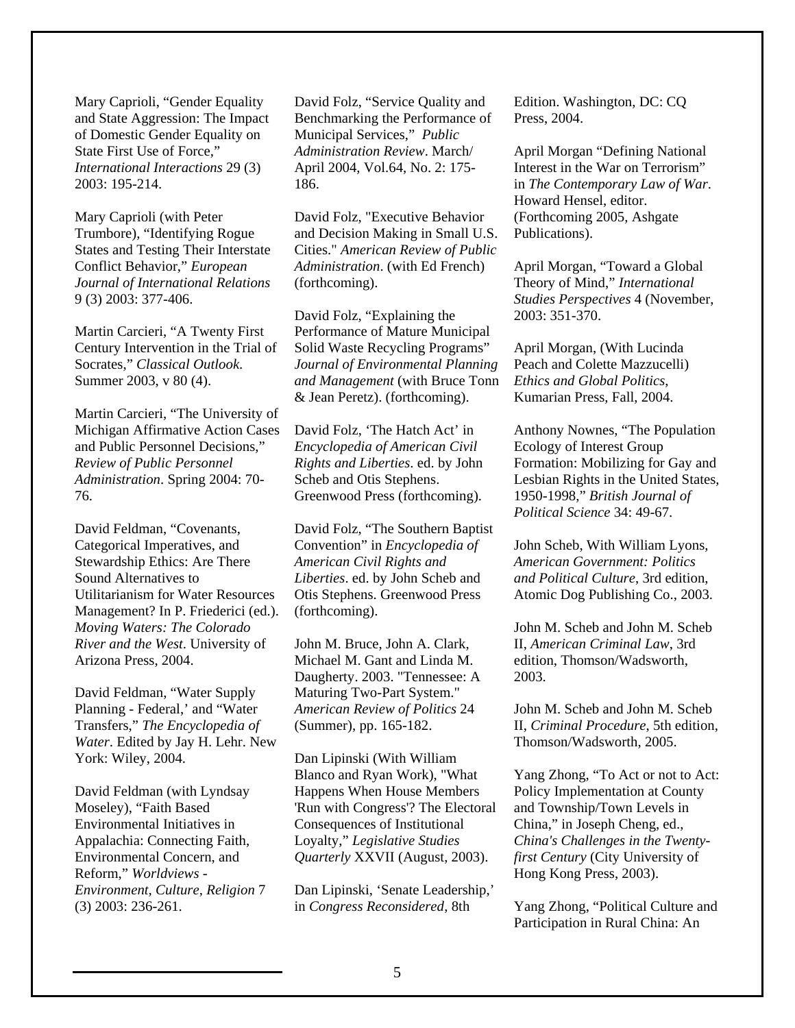Mary Caprioli, “Gender Equality and State Aggression: The Impact of Domestic Gender Equality on State First Use of Force,” *International Interactions* 29 (3) 2003: 195-214.

Mary Caprioli (with Peter Trumbore), “Identifying Rogue States and Testing Their Interstate Conflict Behavior,” *European Journal of International Relations* 9 (3) 2003: 377-406.

Martin Carcieri, “A Twenty First Century Intervention in the Trial of Socrates,” *Classical Outlook*. Summer 2003, v 80 (4).

Martin Carcieri, “The University of Michigan Affirmative Action Cases and Public Personnel Decisions,” *Review of Public Personnel Administration*. Spring 2004: 70-76.

David Feldman, “Covenants, Categorical Imperatives, and Stewardship Ethics: Are There Sound Alternatives to Utilitarianism for Water Resources Management? In P. Friederici (ed.). *Moving Waters: The Colorado River and the West*. University of Arizona Press, 2004.

David Feldman, “Water Supply Planning - Federal,’ and “Water Transfers,” *The Encyclopedia of Water*. Edited by Jay H. Lehr. New York: Wiley, 2004.

David Feldman (with Lyndsay Moseley), “Faith Based Environmental Initiatives in Appalachia: Connecting Faith, Environmental Concern, and Reform,” *Worldviews - Environment, Culture, Religion* 7 (3) 2003: 236-261.

David Folz, “Service Quality and Benchmarking the Performance of Municipal Services,” *Public Administration Review*. March/ April 2004, Vol.64, No. 2: 175-186.

David Folz, "Executive Behavior and Decision Making in Small U.S. Cities." *American Review of Public Administration*. (with Ed French) (forthcoming).

David Folz, “Explaining the Performance of Mature Municipal Solid Waste Recycling Programs” *Journal of Environmental Planning and Management* (with Bruce Tonn & Jean Peretz). (forthcoming).

David Folz, ‘The Hatch Act’ in *Encyclopedia of American Civil Rights and Liberties*. ed. by John Scheb and Otis Stephens. Greenwood Press (forthcoming).

David Folz, “The Southern Baptist Convention” in *Encyclopedia of American Civil Rights and Liberties*. ed. by John Scheb and Otis Stephens. Greenwood Press (forthcoming).

John M. Bruce, John A. Clark, Michael M. Gant and Linda M. Daugherty. 2003. "Tennessee: A Maturing Two-Part System." *American Review of Politics* 24 (Summer), pp. 165-182.

Dan Lipinski (With William Blanco and Ryan Work), "What Happens When House Members 'Run with Congress'? The Electoral Consequences of Institutional Loyalty," *Legislative Studies Quarterly* XXVII (August, 2003).

Dan Lipinski, ‘Senate Leadership,’ in *Congress Reconsidered*, 8th Edition. Washington, DC: CQ Press, 2004.

April Morgan “Defining National Interest in the War on Terrorism” in *The Contemporary Law of War*. Howard Hensel, editor. (Forthcoming 2005, Ashgate Publications).

April Morgan, “Toward a Global Theory of Mind,” *International Studies Perspectives* 4 (November, 2003: 351-370.

April Morgan, (With Lucinda Peach and Colette Mazzucelli) *Ethics and Global Politics*, Kumarian Press, Fall, 2004.

Anthony Nownes, “The Population Ecology of Interest Group Formation: Mobilizing for Gay and Lesbian Rights in the United States, 1950-1998,” *British Journal of Political Science* 34: 49-67.

John Scheb, With William Lyons, *American Government: Politics and Political Culture*, 3rd edition, Atomic Dog Publishing Co., 2003.

John M. Scheb and John M. Scheb II, *American Criminal Law*, 3rd edition, Thomson/Wadsworth, 2003.

John M. Scheb and John M. Scheb II, *Criminal Procedure*, 5th edition, Thomson/Wadsworth, 2005.

Yang Zhong, “To Act or not to Act: Policy Implementation at County and Township/Town Levels in China,” in Joseph Cheng, ed., *China's Challenges in the Twenty-first Century* (City University of Hong Kong Press, 2003).

Yang Zhong, “Political Culture and Participation in Rural China: An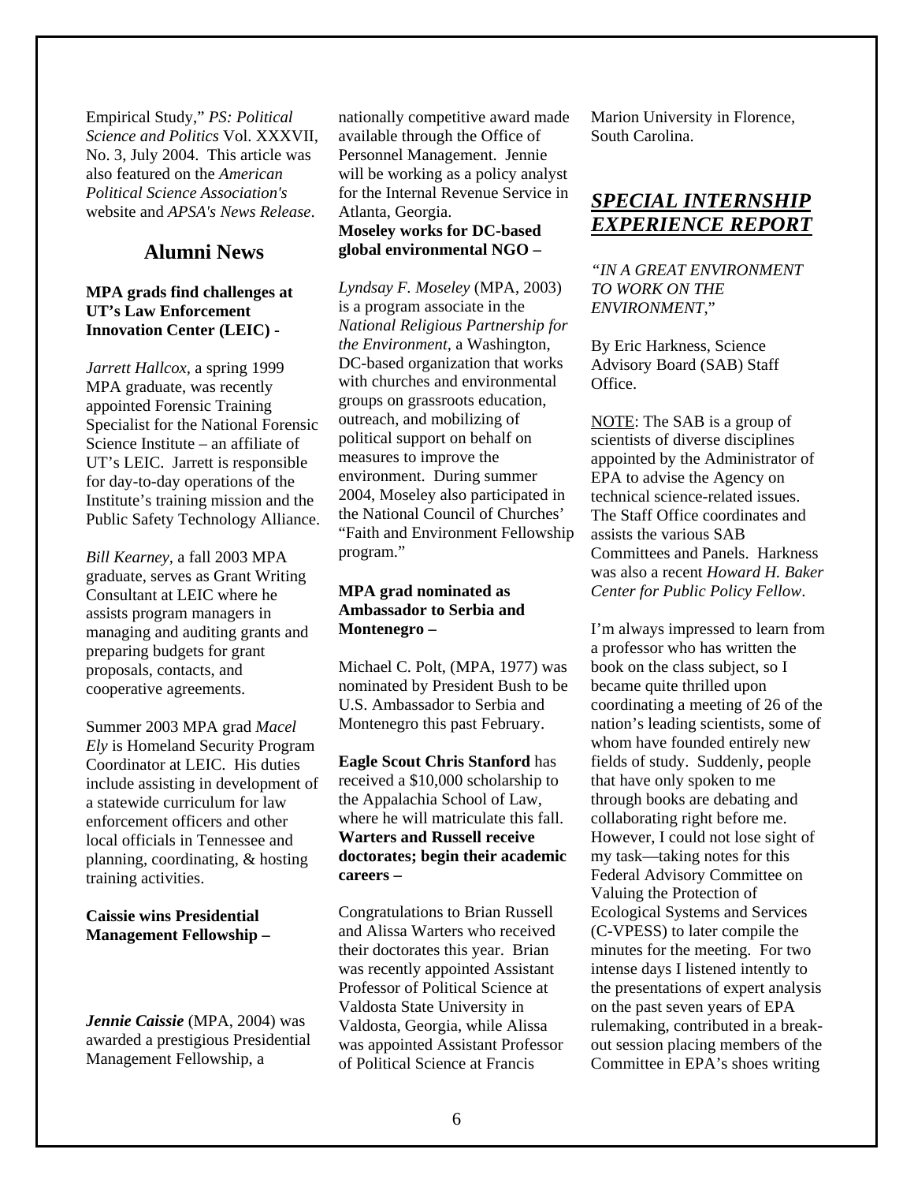Empirical Study," *PS: Political Science and Politics* Vol. XXXVII, No. 3, July 2004. This article was also featured on the *American Political Science Association's* website and *APSA's News Release*.

## Alumni News

**MPA grads find challenges at UT's Law Enforcement Innovation Center (LEIC) -**

*Jarrett Hallcox*, a spring 1999 MPA graduate, was recently appointed Forensic Training Specialist for the National Forensic Science Institute – an affiliate of UT's LEIC. Jarrett is responsible for day-to-day operations of the Institute's training mission and the Public Safety Technology Alliance.

*Bill Kearney*, a fall 2003 MPA graduate, serves as Grant Writing Consultant at LEIC where he assists program managers in managing and auditing grants and preparing budgets for grant proposals, contacts, and cooperative agreements.

Summer 2003 MPA grad *Macel Ely* is Homeland Security Program Coordinator at LEIC. His duties include assisting in development of a statewide curriculum for law enforcement officers and other local officials in Tennessee and planning, coordinating, & hosting training activities.

**Caissie wins Presidential Management Fellowship –**

***Jennie Caissie*** (MPA, 2004) was awarded a prestigious Presidential Management Fellowship, a nationally competitive award made available through the Office of Personnel Management. Jennie will be working as a policy analyst for the Internal Revenue Service in Atlanta, Georgia.

**Moseley works for DC-based global environmental NGO –**

*Lyndsay F. Moseley* (MPA, 2003) is a program associate in the *National Religious Partnership for the Environment*, a Washington, DC-based organization that works with churches and environmental groups on grassroots education, outreach, and mobilizing of political support on behalf on measures to improve the environment. During summer 2004, Moseley also participated in the National Council of Churches' "Faith and Environment Fellowship program."

**MPA grad nominated as Ambassador to Serbia and Montenegro –**

Michael C. Polt, (MPA, 1977) was nominated by President Bush to be U.S. Ambassador to Serbia and Montenegro this past February.

**Eagle Scout Chris Stanford** has received a $10,000 scholarship to the Appalachia School of Law, where he will matriculate this fall.

**Warters and Russell receive doctorates; begin their academic careers –**

Congratulations to Brian Russell and Alissa Warters who received their doctorates this year. Brian was recently appointed Assistant Professor of Political Science at Valdosta State University in Valdosta, Georgia, while Alissa was appointed Assistant Professor of Political Science at Francis Marion University in Florence, South Carolina.

## *SPECIAL INTERNSHIP EXPERIENCE REPORT*

*"IN A GREAT ENVIRONMENT TO WORK ON THE ENVIRONMENT,"*

By Eric Harkness, Science Advisory Board (SAB) Staff Office.

NOTE: The SAB is a group of scientists of diverse disciplines appointed by the Administrator of EPA to advise the Agency on technical science-related issues. The Staff Office coordinates and assists the various SAB Committees and Panels. Harkness was also a recent *Howard H. Baker Center for Public Policy Fellow*.

I'm always impressed to learn from a professor who has written the book on the class subject, so I became quite thrilled upon coordinating a meeting of 26 of the nation's leading scientists, some of whom have founded entirely new fields of study. Suddenly, people that have only spoken to me through books are debating and collaborating right before me. However, I could not lose sight of my task—taking notes for this Federal Advisory Committee on Valuing the Protection of Ecological Systems and Services (C-VPESS) to later compile the minutes for the meeting. For two intense days I listened intently to the presentations of expert analysis on the past seven years of EPA rulemaking, contributed in a break-out session placing members of the Committee in EPA's shoes writing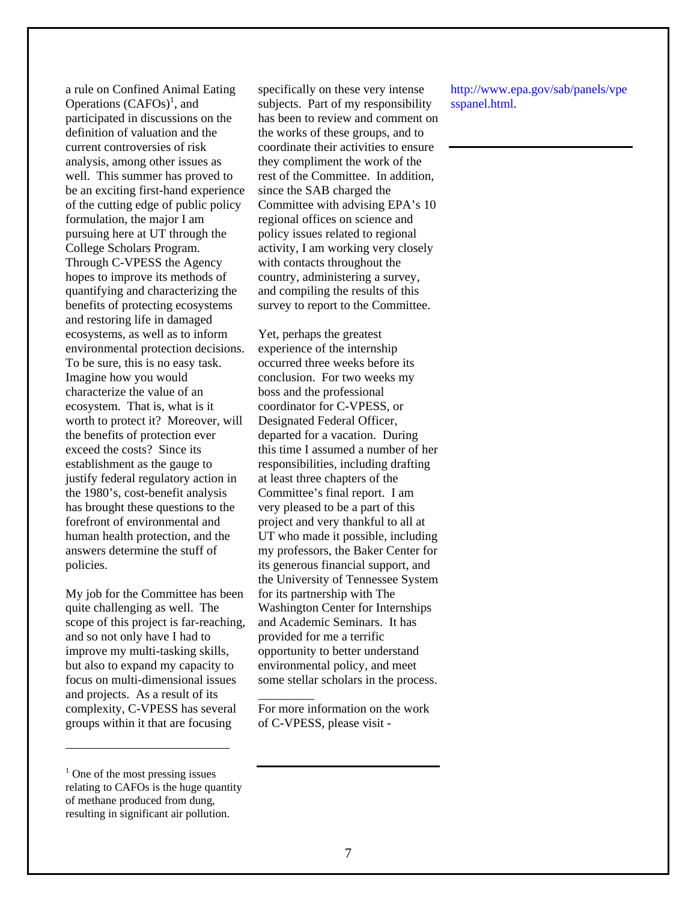a rule on Confined Animal Eating Operations (CAFOs)[1], and participated in discussions on the definition of valuation and the current controversies of risk analysis, among other issues as well. This summer has proved to be an exciting first-hand experience of the cutting edge of public policy formulation, the major I am pursuing here at UT through the College Scholars Program. Through C-VPESS the Agency hopes to improve its methods of quantifying and characterizing the benefits of protecting ecosystems and restoring life in damaged ecosystems, as well as to inform environmental protection decisions. To be sure, this is no easy task. Imagine how you would characterize the value of an ecosystem. That is, what is it worth to protect it? Moreover, will the benefits of protection ever exceed the costs? Since its establishment as the gauge to justify federal regulatory action in the 1980's, cost-benefit analysis has brought these questions to the forefront of environmental and human health protection, and the answers determine the stuff of policies.

My job for the Committee has been quite challenging as well. The scope of this project is far-reaching, and so not only have I had to improve my multi-tasking skills, but also to expand my capacity to focus on multi-dimensional issues and projects. As a result of its complexity, C-VPESS has several groups within it that are focusing specifically on these very intense subjects. Part of my responsibility has been to review and comment on the works of these groups, and to coordinate their activities to ensure they compliment the work of the rest of the Committee. In addition, since the SAB charged the Committee with advising EPA's 10 regional offices on science and policy issues related to regional activity, I am working very closely with contacts throughout the country, administering a survey, and compiling the results of this survey to report to the Committee.

Yet, perhaps the greatest experience of the internship occurred three weeks before its conclusion. For two weeks my boss and the professional coordinator for C-VPESS, or Designated Federal Officer, departed for a vacation. During this time I assumed a number of her responsibilities, including drafting at least three chapters of the Committee's final report. I am very pleased to be a part of this project and very thankful to all at UT who made it possible, including my professors, the Baker Center for its generous financial support, and the University of Tennessee System for its partnership with The Washington Center for Internships and Academic Seminars. It has provided for me a terrific opportunity to better understand environmental policy, and meet some stellar scholars in the process.

---

For more information on the work of C-VPESS, please visit - http://www.epa.gov/sab/panels/vpesspanel.html.

---

[1] One of the most pressing issues relating to CAFOs is the huge quantity of methane produced from dung, resulting in significant air pollution.